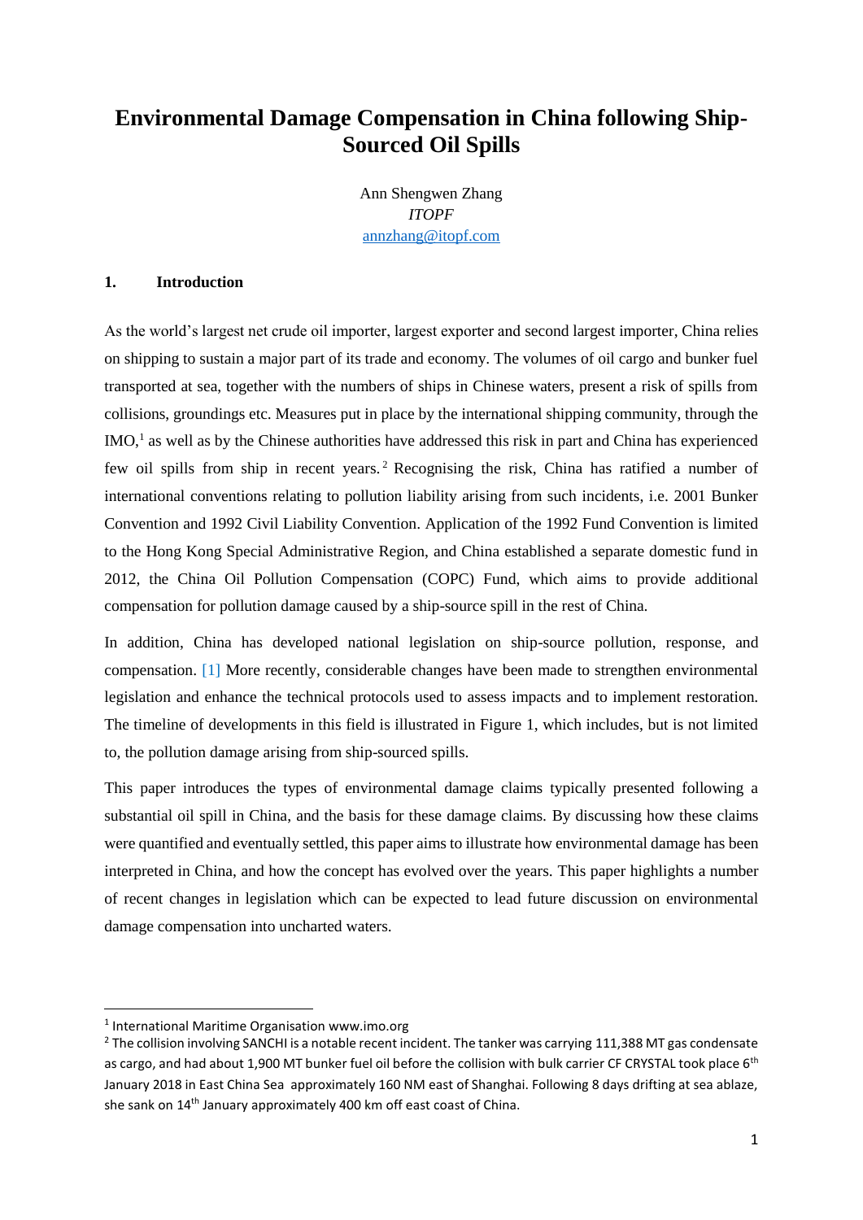# Environmental Damage Compensation in China following Ship-Sourced Oil Spills

Ann Shengwen Zhang  
*ITOPF*  
annzhang@itopf.com

## 1. Introduction

As the world's largest net crude oil importer, largest exporter and second largest importer, China relies on shipping to sustain a major part of its trade and economy. The volumes of oil cargo and bunker fuel transported at sea, together with the numbers of ships in Chinese waters, present a risk of spills from collisions, groundings etc. Measures put in place by the international shipping community, through the IMO,[1] as well as by the Chinese authorities have addressed this risk in part and China has experienced few oil spills from ship in recent years.[2] Recognising the risk, China has ratified a number of international conventions relating to pollution liability arising from such incidents, i.e. 2001 Bunker Convention and 1992 Civil Liability Convention. Application of the 1992 Fund Convention is limited to the Hong Kong Special Administrative Region, and China established a separate domestic fund in 2012, the China Oil Pollution Compensation (COPC) Fund, which aims to provide additional compensation for pollution damage caused by a ship-source spill in the rest of China.

In addition, China has developed national legislation on ship-source pollution, response, and compensation. [1] More recently, considerable changes have been made to strengthen environmental legislation and enhance the technical protocols used to assess impacts and to implement restoration. The timeline of developments in this field is illustrated in Figure 1, which includes, but is not limited to, the pollution damage arising from ship-sourced spills.

This paper introduces the types of environmental damage claims typically presented following a substantial oil spill in China, and the basis for these damage claims. By discussing how these claims were quantified and eventually settled, this paper aims to illustrate how environmental damage has been interpreted in China, and how the concept has evolved over the years. This paper highlights a number of recent changes in legislation which can be expected to lead future discussion on environmental damage compensation into uncharted waters.

---

[1] International Maritime Organisation www.imo.org

[2] The collision involving SANCHI is a notable recent incident. The tanker was carrying 111,388 MT gas condensate as cargo, and had about 1,900 MT bunker fuel oil before the collision with bulk carrier CF CRYSTAL took place 6th January 2018 in East China Sea approximately 160 NM east of Shanghai. Following 8 days drifting at sea ablaze, she sank on 14th January approximately 400 km off east coast of China.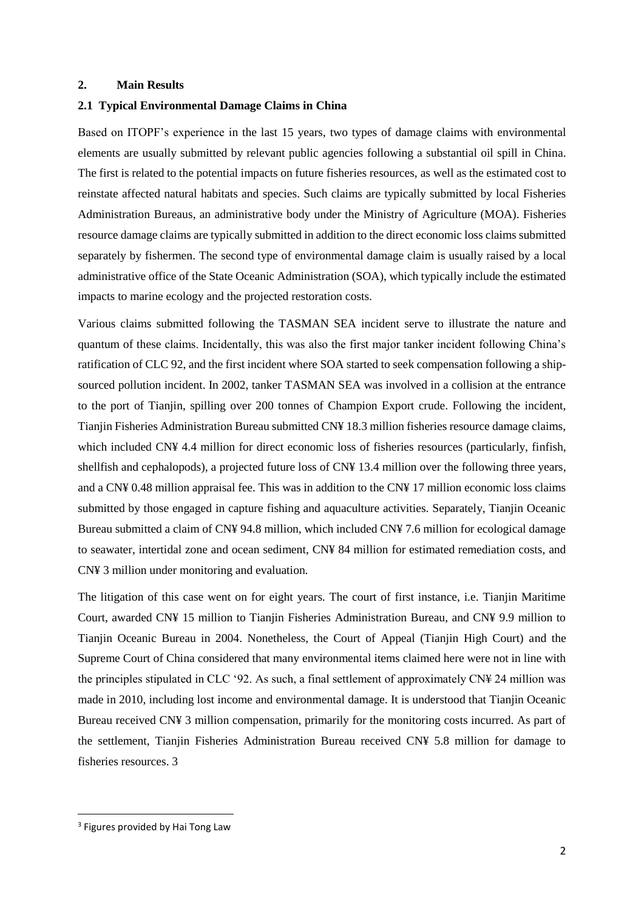## 2. Main Results

### 2.1 Typical Environmental Damage Claims in China

Based on ITOPF's experience in the last 15 years, two types of damage claims with environmental elements are usually submitted by relevant public agencies following a substantial oil spill in China. The first is related to the potential impacts on future fisheries resources, as well as the estimated cost to reinstate affected natural habitats and species. Such claims are typically submitted by local Fisheries Administration Bureaus, an administrative body under the Ministry of Agriculture (MOA). Fisheries resource damage claims are typically submitted in addition to the direct economic loss claims submitted separately by fishermen. The second type of environmental damage claim is usually raised by a local administrative office of the State Oceanic Administration (SOA), which typically include the estimated impacts to marine ecology and the projected restoration costs.

Various claims submitted following the TASMAN SEA incident serve to illustrate the nature and quantum of these claims. Incidentally, this was also the first major tanker incident following China's ratification of CLC 92, and the first incident where SOA started to seek compensation following a ship-sourced pollution incident. In 2002, tanker TASMAN SEA was involved in a collision at the entrance to the port of Tianjin, spilling over 200 tonnes of Champion Export crude. Following the incident, Tianjin Fisheries Administration Bureau submitted CN¥ 18.3 million fisheries resource damage claims, which included CN¥ 4.4 million for direct economic loss of fisheries resources (particularly, finfish, shellfish and cephalopods), a projected future loss of CN¥ 13.4 million over the following three years, and a CN¥ 0.48 million appraisal fee. This was in addition to the CN¥ 17 million economic loss claims submitted by those engaged in capture fishing and aquaculture activities. Separately, Tianjin Oceanic Bureau submitted a claim of CN¥ 94.8 million, which included CN¥ 7.6 million for ecological damage to seawater, intertidal zone and ocean sediment, CN¥ 84 million for estimated remediation costs, and CN¥ 3 million under monitoring and evaluation.

The litigation of this case went on for eight years. The court of first instance, i.e. Tianjin Maritime Court, awarded CN¥ 15 million to Tianjin Fisheries Administration Bureau, and CN¥ 9.9 million to Tianjin Oceanic Bureau in 2004. Nonetheless, the Court of Appeal (Tianjin High Court) and the Supreme Court of China considered that many environmental items claimed here were not in line with the principles stipulated in CLC '92. As such, a final settlement of approximately CN¥ 24 million was made in 2010, including lost income and environmental damage. It is understood that Tianjin Oceanic Bureau received CN¥ 3 million compensation, primarily for the monitoring costs incurred. As part of the settlement, Tianjin Fisheries Administration Bureau received CN¥ 5.8 million for damage to fisheries resources. [3]

---

[3] Figures provided by Hai Tong Law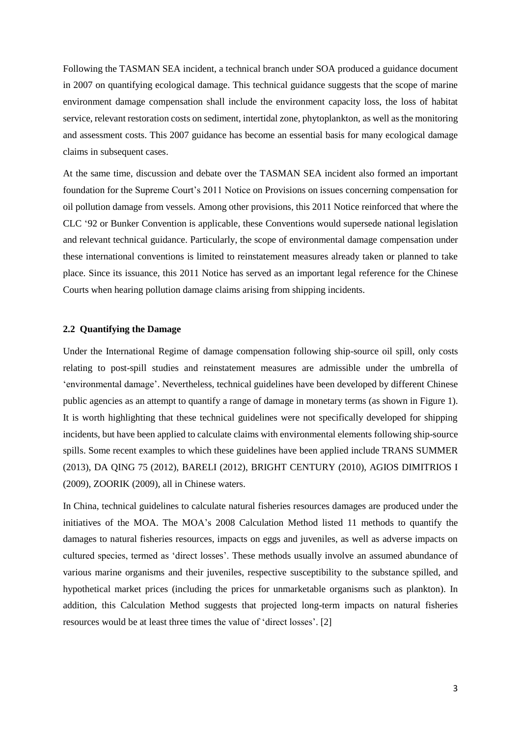Following the TASMAN SEA incident, a technical branch under SOA produced a guidance document in 2007 on quantifying ecological damage. This technical guidance suggests that the scope of marine environment damage compensation shall include the environment capacity loss, the loss of habitat service, relevant restoration costs on sediment, intertidal zone, phytoplankton, as well as the monitoring and assessment costs. This 2007 guidance has become an essential basis for many ecological damage claims in subsequent cases.

At the same time, discussion and debate over the TASMAN SEA incident also formed an important foundation for the Supreme Court's 2011 Notice on Provisions on issues concerning compensation for oil pollution damage from vessels. Among other provisions, this 2011 Notice reinforced that where the CLC '92 or Bunker Convention is applicable, these Conventions would supersede national legislation and relevant technical guidance. Particularly, the scope of environmental damage compensation under these international conventions is limited to reinstatement measures already taken or planned to take place. Since its issuance, this 2011 Notice has served as an important legal reference for the Chinese Courts when hearing pollution damage claims arising from shipping incidents.

### 2.2 Quantifying the Damage

Under the International Regime of damage compensation following ship-source oil spill, only costs relating to post-spill studies and reinstatement measures are admissible under the umbrella of 'environmental damage'. Nevertheless, technical guidelines have been developed by different Chinese public agencies as an attempt to quantify a range of damage in monetary terms (as shown in Figure 1). It is worth highlighting that these technical guidelines were not specifically developed for shipping incidents, but have been applied to calculate claims with environmental elements following ship-source spills. Some recent examples to which these guidelines have been applied include TRANS SUMMER (2013), DA QING 75 (2012), BARELI (2012), BRIGHT CENTURY (2010), AGIOS DIMITRIOS I (2009), ZOORIK (2009), all in Chinese waters.

In China, technical guidelines to calculate natural fisheries resources damages are produced under the initiatives of the MOA. The MOA's 2008 Calculation Method listed 11 methods to quantify the damages to natural fisheries resources, impacts on eggs and juveniles, as well as adverse impacts on cultured species, termed as 'direct losses'. These methods usually involve an assumed abundance of various marine organisms and their juveniles, respective susceptibility to the substance spilled, and hypothetical market prices (including the prices for unmarketable organisms such as plankton). In addition, this Calculation Method suggests that projected long-term impacts on natural fisheries resources would be at least three times the value of 'direct losses'. [2]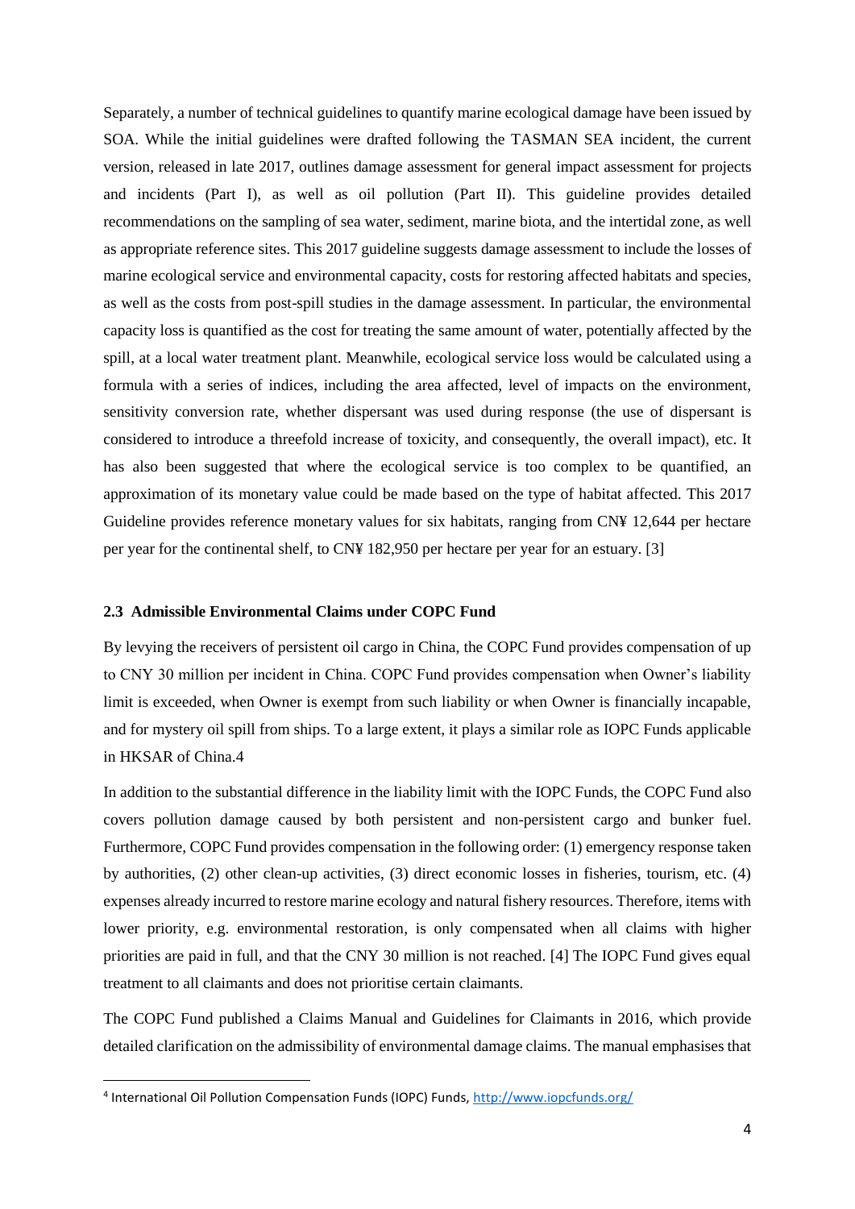Separately, a number of technical guidelines to quantify marine ecological damage have been issued by SOA. While the initial guidelines were drafted following the TASMAN SEA incident, the current version, released in late 2017, outlines damage assessment for general impact assessment for projects and incidents (Part I), as well as oil pollution (Part II). This guideline provides detailed recommendations on the sampling of sea water, sediment, marine biota, and the intertidal zone, as well as appropriate reference sites. This 2017 guideline suggests damage assessment to include the losses of marine ecological service and environmental capacity, costs for restoring affected habitats and species, as well as the costs from post-spill studies in the damage assessment. In particular, the environmental capacity loss is quantified as the cost for treating the same amount of water, potentially affected by the spill, at a local water treatment plant. Meanwhile, ecological service loss would be calculated using a formula with a series of indices, including the area affected, level of impacts on the environment, sensitivity conversion rate, whether dispersant was used during response (the use of dispersant is considered to introduce a threefold increase of toxicity, and consequently, the overall impact), etc. It has also been suggested that where the ecological service is too complex to be quantified, an approximation of its monetary value could be made based on the type of habitat affected. This 2017 Guideline provides reference monetary values for six habitats, ranging from CN¥ 12,644 per hectare per year for the continental shelf, to CN¥ 182,950 per hectare per year for an estuary. [3]

### 2.3 Admissible Environmental Claims under COPC Fund

By levying the receivers of persistent oil cargo in China, the COPC Fund provides compensation of up to CNY 30 million per incident in China. COPC Fund provides compensation when Owner's liability limit is exceeded, when Owner is exempt from such liability or when Owner is financially incapable, and for mystery oil spill from ships. To a large extent, it plays a similar role as IOPC Funds applicable in HKSAR of China.[4]

In addition to the substantial difference in the liability limit with the IOPC Funds, the COPC Fund also covers pollution damage caused by both persistent and non-persistent cargo and bunker fuel. Furthermore, COPC Fund provides compensation in the following order: (1) emergency response taken by authorities, (2) other clean-up activities, (3) direct economic losses in fisheries, tourism, etc. (4) expenses already incurred to restore marine ecology and natural fishery resources. Therefore, items with lower priority, e.g. environmental restoration, is only compensated when all claims with higher priorities are paid in full, and that the CNY 30 million is not reached. [4] The IOPC Fund gives equal treatment to all claimants and does not prioritise certain claimants.

The COPC Fund published a Claims Manual and Guidelines for Claimants in 2016, which provide detailed clarification on the admissibility of environmental damage claims. The manual emphasises that

---

[4] International Oil Pollution Compensation Funds (IOPC) Funds, http://www.iopcfunds.org/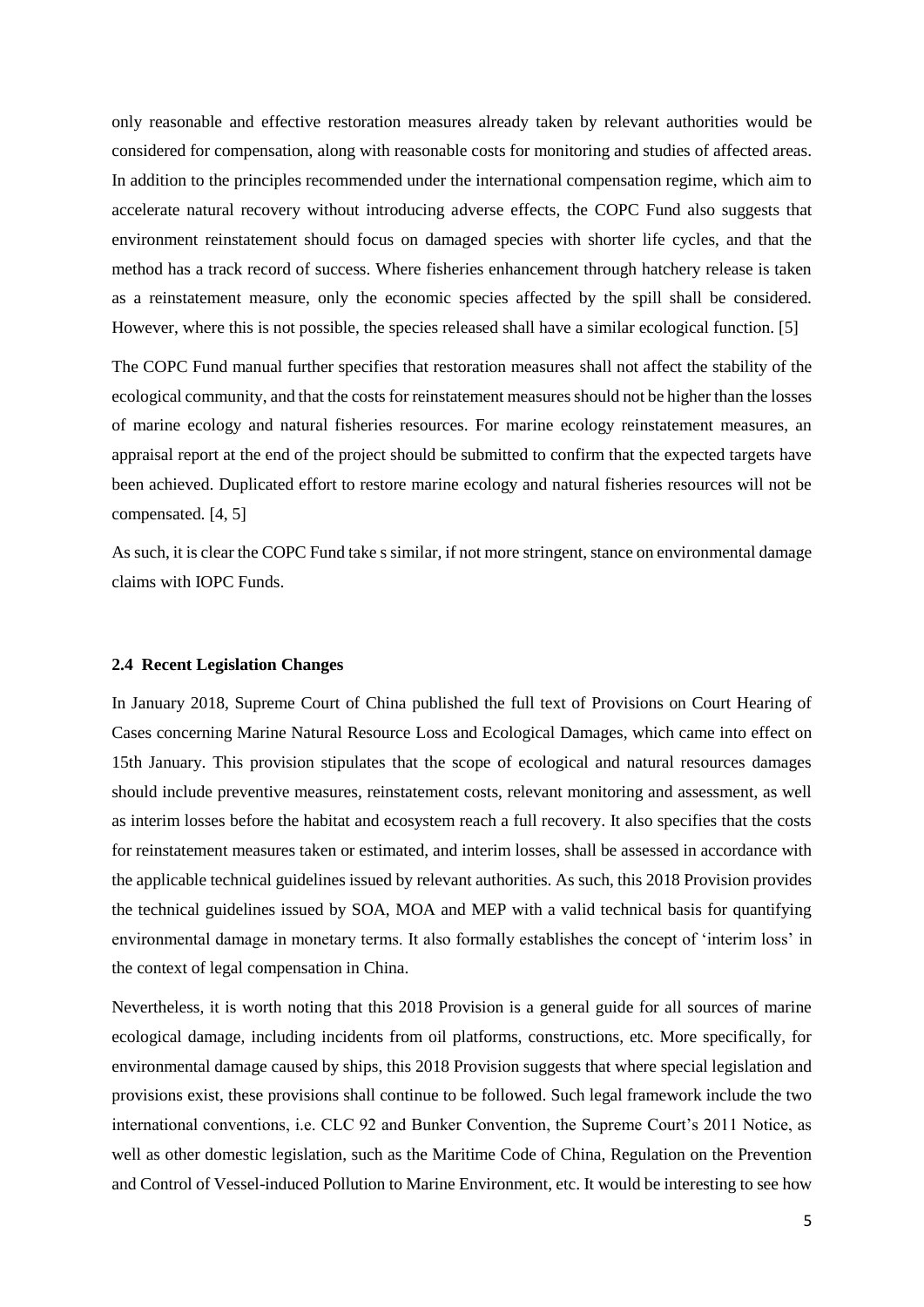only reasonable and effective restoration measures already taken by relevant authorities would be considered for compensation, along with reasonable costs for monitoring and studies of affected areas. In addition to the principles recommended under the international compensation regime, which aim to accelerate natural recovery without introducing adverse effects, the COPC Fund also suggests that environment reinstatement should focus on damaged species with shorter life cycles, and that the method has a track record of success. Where fisheries enhancement through hatchery release is taken as a reinstatement measure, only the economic species affected by the spill shall be considered. However, where this is not possible, the species released shall have a similar ecological function. [5]

The COPC Fund manual further specifies that restoration measures shall not affect the stability of the ecological community, and that the costs for reinstatement measures should not be higher than the losses of marine ecology and natural fisheries resources. For marine ecology reinstatement measures, an appraisal report at the end of the project should be submitted to confirm that the expected targets have been achieved. Duplicated effort to restore marine ecology and natural fisheries resources will not be compensated. [4, 5]

As such, it is clear the COPC Fund take s similar, if not more stringent, stance on environmental damage claims with IOPC Funds.

### 2.4 Recent Legislation Changes

In January 2018, Supreme Court of China published the full text of Provisions on Court Hearing of Cases concerning Marine Natural Resource Loss and Ecological Damages, which came into effect on 15th January. This provision stipulates that the scope of ecological and natural resources damages should include preventive measures, reinstatement costs, relevant monitoring and assessment, as well as interim losses before the habitat and ecosystem reach a full recovery. It also specifies that the costs for reinstatement measures taken or estimated, and interim losses, shall be assessed in accordance with the applicable technical guidelines issued by relevant authorities. As such, this 2018 Provision provides the technical guidelines issued by SOA, MOA and MEP with a valid technical basis for quantifying environmental damage in monetary terms. It also formally establishes the concept of 'interim loss' in the context of legal compensation in China.

Nevertheless, it is worth noting that this 2018 Provision is a general guide for all sources of marine ecological damage, including incidents from oil platforms, constructions, etc. More specifically, for environmental damage caused by ships, this 2018 Provision suggests that where special legislation and provisions exist, these provisions shall continue to be followed. Such legal framework include the two international conventions, i.e. CLC 92 and Bunker Convention, the Supreme Court's 2011 Notice, as well as other domestic legislation, such as the Maritime Code of China, Regulation on the Prevention and Control of Vessel-induced Pollution to Marine Environment, etc. It would be interesting to see how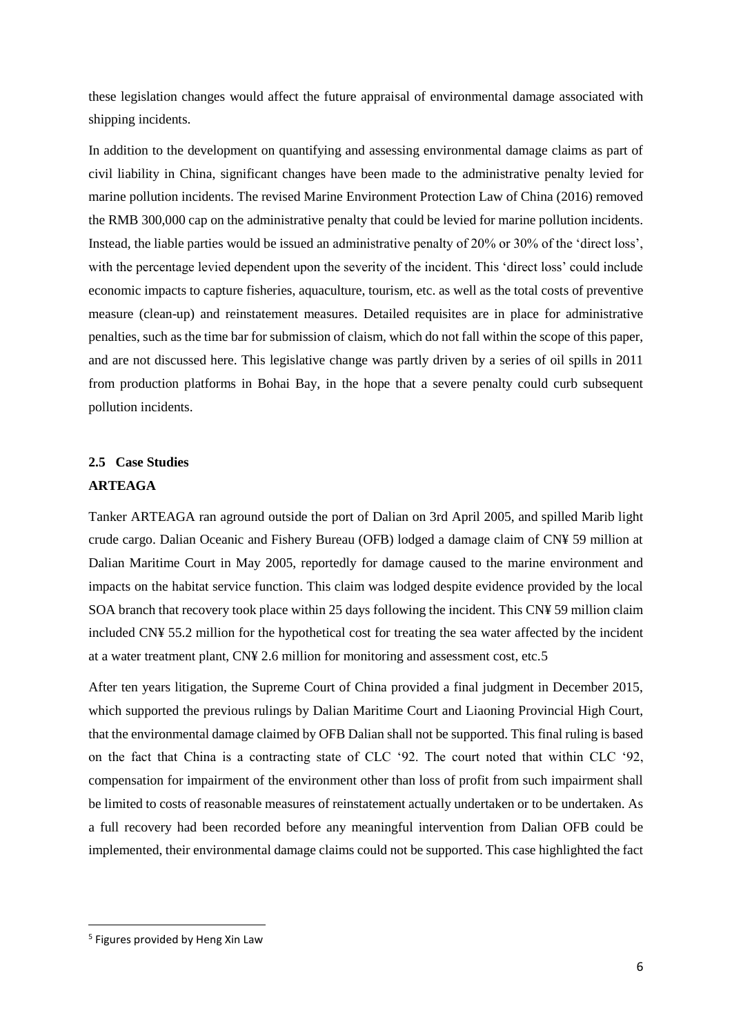these legislation changes would affect the future appraisal of environmental damage associated with shipping incidents.

In addition to the development on quantifying and assessing environmental damage claims as part of civil liability in China, significant changes have been made to the administrative penalty levied for marine pollution incidents. The revised Marine Environment Protection Law of China (2016) removed the RMB 300,000 cap on the administrative penalty that could be levied for marine pollution incidents. Instead, the liable parties would be issued an administrative penalty of 20% or 30% of the 'direct loss', with the percentage levied dependent upon the severity of the incident. This 'direct loss' could include economic impacts to capture fisheries, aquaculture, tourism, etc. as well as the total costs of preventive measure (clean-up) and reinstatement measures. Detailed requisites are in place for administrative penalties, such as the time bar for submission of claism, which do not fall within the scope of this paper, and are not discussed here. This legislative change was partly driven by a series of oil spills in 2011 from production platforms in Bohai Bay, in the hope that a severe penalty could curb subsequent pollution incidents.

## 2.5 Case Studies

**ARTEAGA**

Tanker ARTEAGA ran aground outside the port of Dalian on 3rd April 2005, and spilled Marib light crude cargo. Dalian Oceanic and Fishery Bureau (OFB) lodged a damage claim of CN¥ 59 million at Dalian Maritime Court in May 2005, reportedly for damage caused to the marine environment and impacts on the habitat service function. This claim was lodged despite evidence provided by the local SOA branch that recovery took place within 25 days following the incident. This CN¥ 59 million claim included CN¥ 55.2 million for the hypothetical cost for treating the sea water affected by the incident at a water treatment plant, CN¥ 2.6 million for monitoring and assessment cost, etc.[5]

After ten years litigation, the Supreme Court of China provided a final judgment in December 2015, which supported the previous rulings by Dalian Maritime Court and Liaoning Provincial High Court, that the environmental damage claimed by OFB Dalian shall not be supported. This final ruling is based on the fact that China is a contracting state of CLC '92. The court noted that within CLC '92, compensation for impairment of the environment other than loss of profit from such impairment shall be limited to costs of reasonable measures of reinstatement actually undertaken or to be undertaken. As a full recovery had been recorded before any meaningful intervention from Dalian OFB could be implemented, their environmental damage claims could not be supported. This case highlighted the fact

[5] Figures provided by Heng Xin Law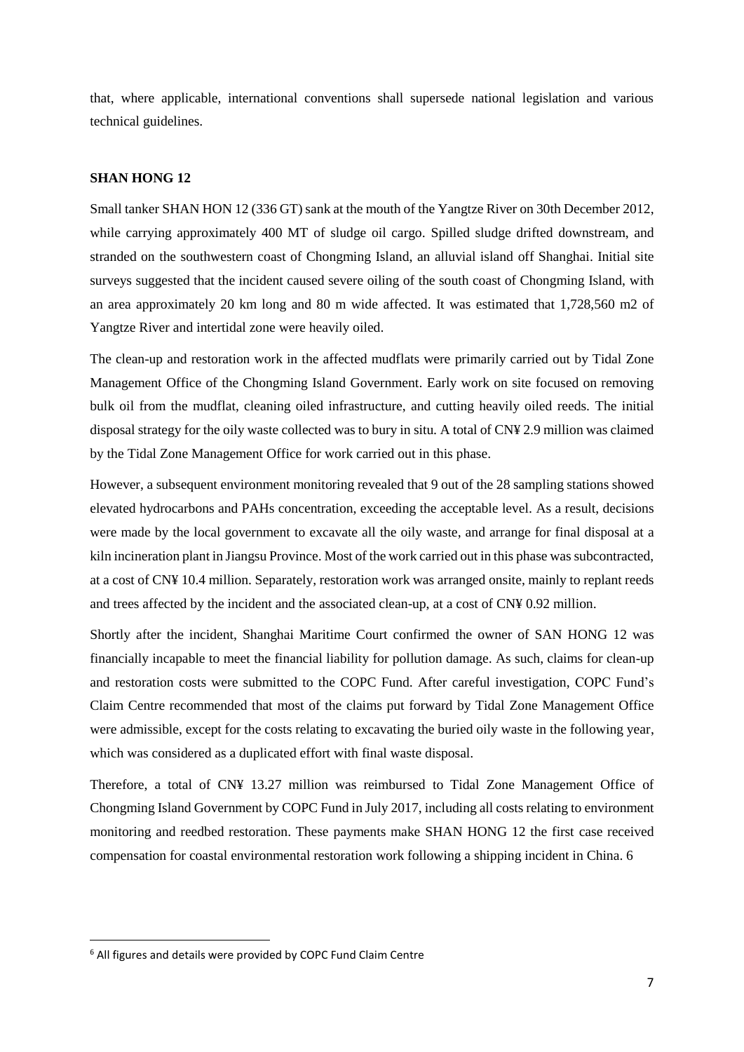that, where applicable, international conventions shall supersede national legislation and various technical guidelines.

**SHAN HONG 12**

Small tanker SHAN HON 12 (336 GT) sank at the mouth of the Yangtze River on 30th December 2012, while carrying approximately 400 MT of sludge oil cargo. Spilled sludge drifted downstream, and stranded on the southwestern coast of Chongming Island, an alluvial island off Shanghai. Initial site surveys suggested that the incident caused severe oiling of the south coast of Chongming Island, with an area approximately 20 km long and 80 m wide affected. It was estimated that 1,728,560 m2 of Yangtze River and intertidal zone were heavily oiled.

The clean-up and restoration work in the affected mudflats were primarily carried out by Tidal Zone Management Office of the Chongming Island Government. Early work on site focused on removing bulk oil from the mudflat, cleaning oiled infrastructure, and cutting heavily oiled reeds. The initial disposal strategy for the oily waste collected was to bury in situ. A total of CN¥ 2.9 million was claimed by the Tidal Zone Management Office for work carried out in this phase.

However, a subsequent environment monitoring revealed that 9 out of the 28 sampling stations showed elevated hydrocarbons and PAHs concentration, exceeding the acceptable level. As a result, decisions were made by the local government to excavate all the oily waste, and arrange for final disposal at a kiln incineration plant in Jiangsu Province. Most of the work carried out in this phase was subcontracted, at a cost of CN¥ 10.4 million. Separately, restoration work was arranged onsite, mainly to replant reeds and trees affected by the incident and the associated clean-up, at a cost of CN¥ 0.92 million.

Shortly after the incident, Shanghai Maritime Court confirmed the owner of SAN HONG 12 was financially incapable to meet the financial liability for pollution damage. As such, claims for clean-up and restoration costs were submitted to the COPC Fund. After careful investigation, COPC Fund's Claim Centre recommended that most of the claims put forward by Tidal Zone Management Office were admissible, except for the costs relating to excavating the buried oily waste in the following year, which was considered as a duplicated effort with final waste disposal.

Therefore, a total of CN¥ 13.27 million was reimbursed to Tidal Zone Management Office of Chongming Island Government by COPC Fund in July 2017, including all costs relating to environment monitoring and reedbed restoration. These payments make SHAN HONG 12 the first case received compensation for coastal environmental restoration work following a shipping incident in China. [6]

[6] All figures and details were provided by COPC Fund Claim Centre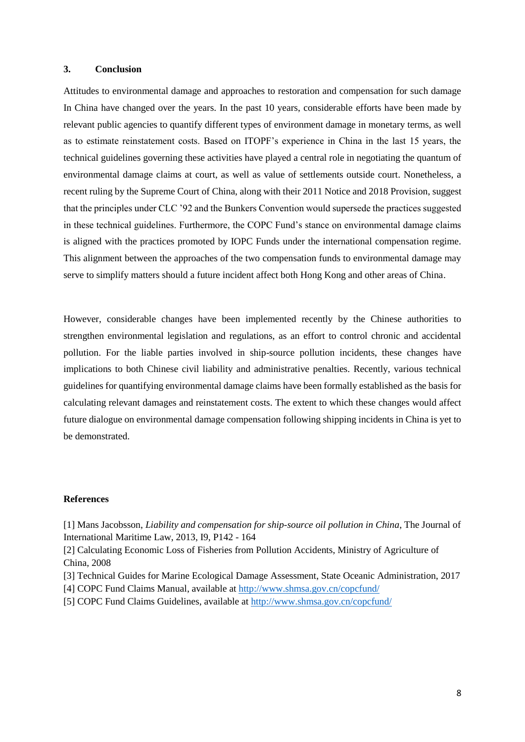## 3. Conclusion

Attitudes to environmental damage and approaches to restoration and compensation for such damage In China have changed over the years. In the past 10 years, considerable efforts have been made by relevant public agencies to quantify different types of environment damage in monetary terms, as well as to estimate reinstatement costs. Based on ITOPF's experience in China in the last 15 years, the technical guidelines governing these activities have played a central role in negotiating the quantum of environmental damage claims at court, as well as value of settlements outside court. Nonetheless, a recent ruling by the Supreme Court of China, along with their 2011 Notice and 2018 Provision, suggest that the principles under CLC '92 and the Bunkers Convention would supersede the practices suggested in these technical guidelines. Furthermore, the COPC Fund's stance on environmental damage claims is aligned with the practices promoted by IOPC Funds under the international compensation regime. This alignment between the approaches of the two compensation funds to environmental damage may serve to simplify matters should a future incident affect both Hong Kong and other areas of China.

However, considerable changes have been implemented recently by the Chinese authorities to strengthen environmental legislation and regulations, as an effort to control chronic and accidental pollution. For the liable parties involved in ship-source pollution incidents, these changes have implications to both Chinese civil liability and administrative penalties. Recently, various technical guidelines for quantifying environmental damage claims have been formally established as the basis for calculating relevant damages and reinstatement costs. The extent to which these changes would affect future dialogue on environmental damage compensation following shipping incidents in China is yet to be demonstrated.

## References

[1] Mans Jacobsson, *Liability and compensation for ship-source oil pollution in China*, The Journal of International Maritime Law, 2013, I9, P142 - 164

[2] Calculating Economic Loss of Fisheries from Pollution Accidents, Ministry of Agriculture of China, 2008

[3] Technical Guides for Marine Ecological Damage Assessment, State Oceanic Administration, 2017

[4] COPC Fund Claims Manual, available at http://www.shmsa.gov.cn/copcfund/

[5] COPC Fund Claims Guidelines, available at http://www.shmsa.gov.cn/copcfund/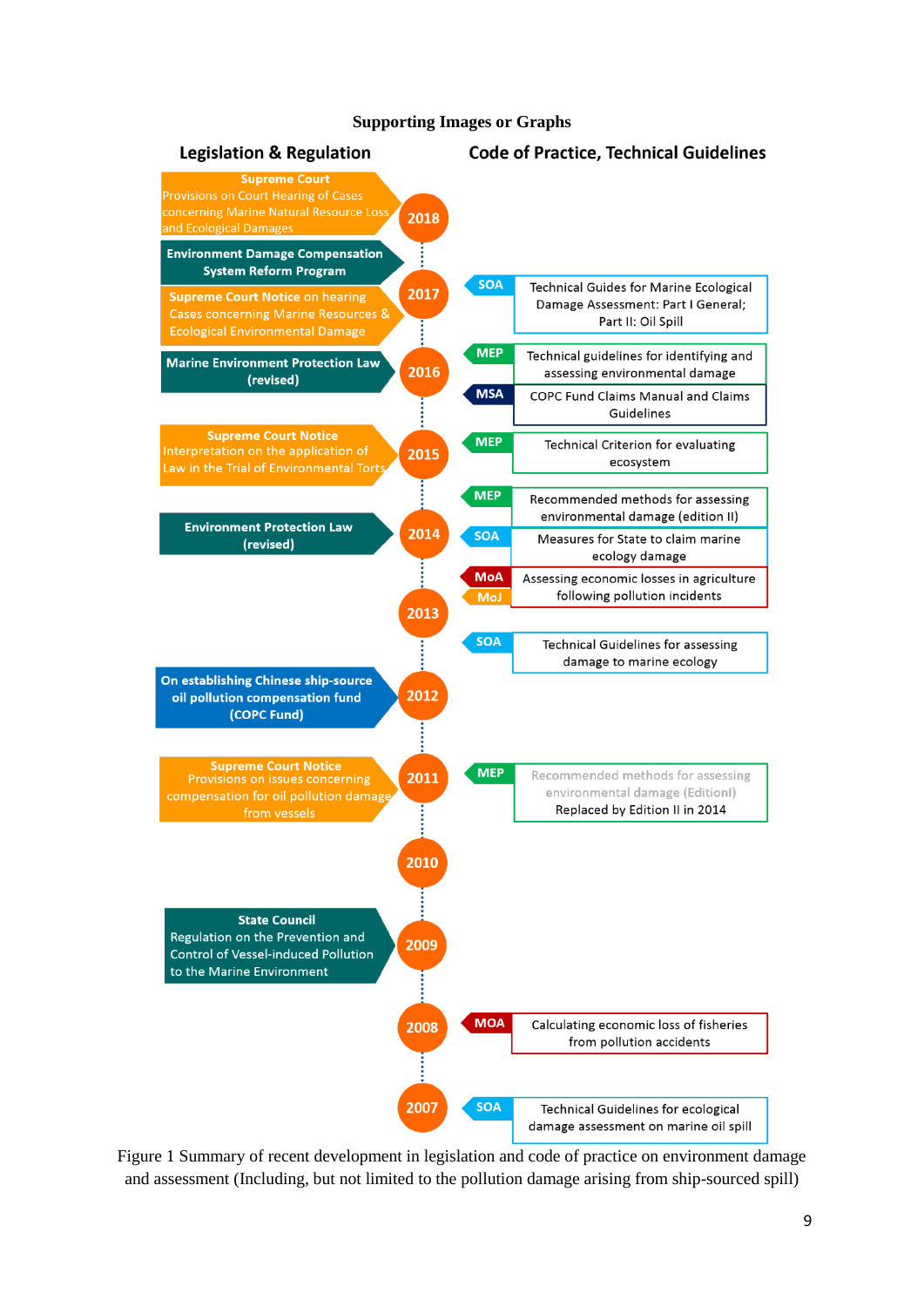**Supporting Images or Graphs**

| Year | Legislation & Regulation | Code of Practice, Technical Guidelines |
|---|---|---|
| 2018 | **Supreme Court** Provisions on Court Hearing of Cases concerning Marine Natural Resource Loss and Ecological Damages | |
| 2017 | **Environment Damage Compensation System Reform Program**; **Supreme Court Notice** on hearing Cases concerning Marine Resources & Ecological Environmental Damage | SOA: Technical Guides for Marine Ecological Damage Assessment: Part I General; Part II: Oil Spill |
| 2016 | **Marine Environment Protection Law (revised)** | MEP: Technical guidelines for identifying and assessing environmental damage; MSA: COPC Fund Claims Manual and Claims Guidelines |
| 2015 | **Supreme Court Notice** Interpretation on the application of Law in the Trial of Environmental Torts | MEP: Technical Criterion for evaluating ecosystem |
| 2014 | **Environment Protection Law (revised)** | MEP: Recommended methods for assessing environmental damage (edition II); SOA: Measures for State to claim marine ecology damage; MoA / MoJ: Assessing economic losses in agriculture following pollution incidents |
| 2013 | | SOA: Technical Guidelines for assessing damage to marine ecology |
| 2012 | **On establishing Chinese ship-source oil pollution compensation fund (COPC Fund)** | |
| 2011 | **Supreme Court Notice** Provisions on issues concerning compensation for oil pollution damage from vessels | MEP: Recommended methods for assessing environmental damage (EditionI) Replaced by Edition II in 2014 |
| 2010 | | |
| 2009 | **State Council** Regulation on the Prevention and Control of Vessel-induced Pollution to the Marine Environment | |
| 2008 | | MOA: Calculating economic loss of fisheries from pollution accidents |
| 2007 | | SOA: Technical Guidelines for ecological damage assessment on marine oil spill |

Figure 1 Summary of recent development in legislation and code of practice on environment damage and assessment (Including, but not limited to the pollution damage arising from ship-sourced spill)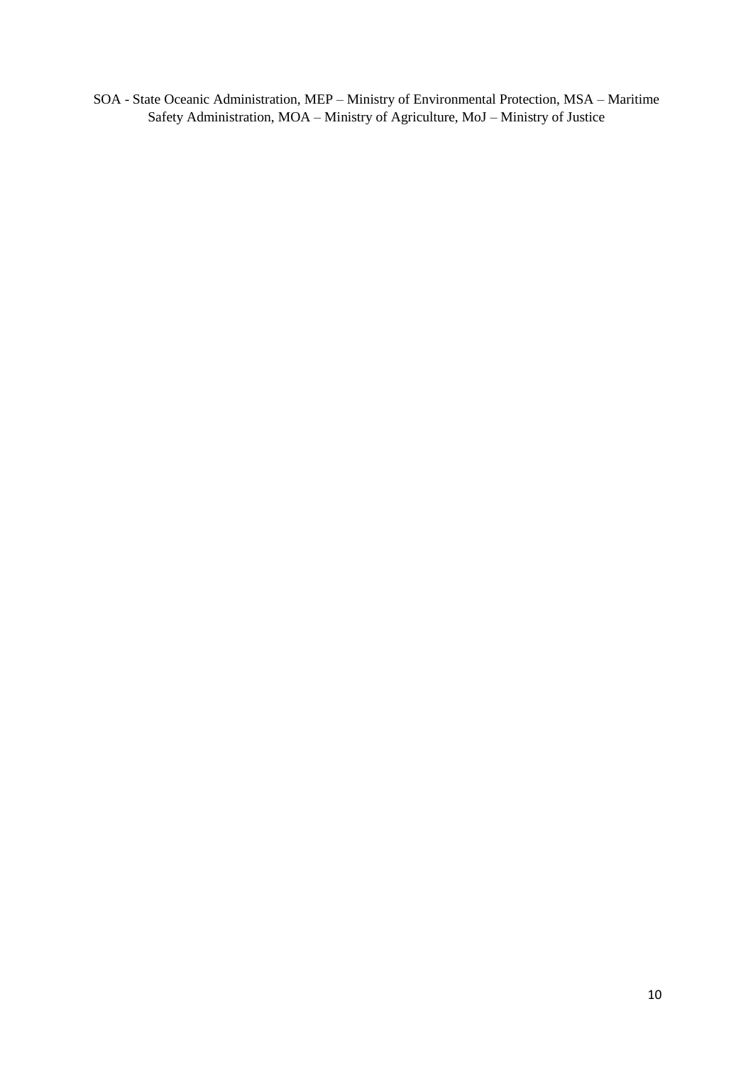SOA - State Oceanic Administration, MEP – Ministry of Environmental Protection, MSA – Maritime Safety Administration, MOA – Ministry of Agriculture, MoJ – Ministry of Justice